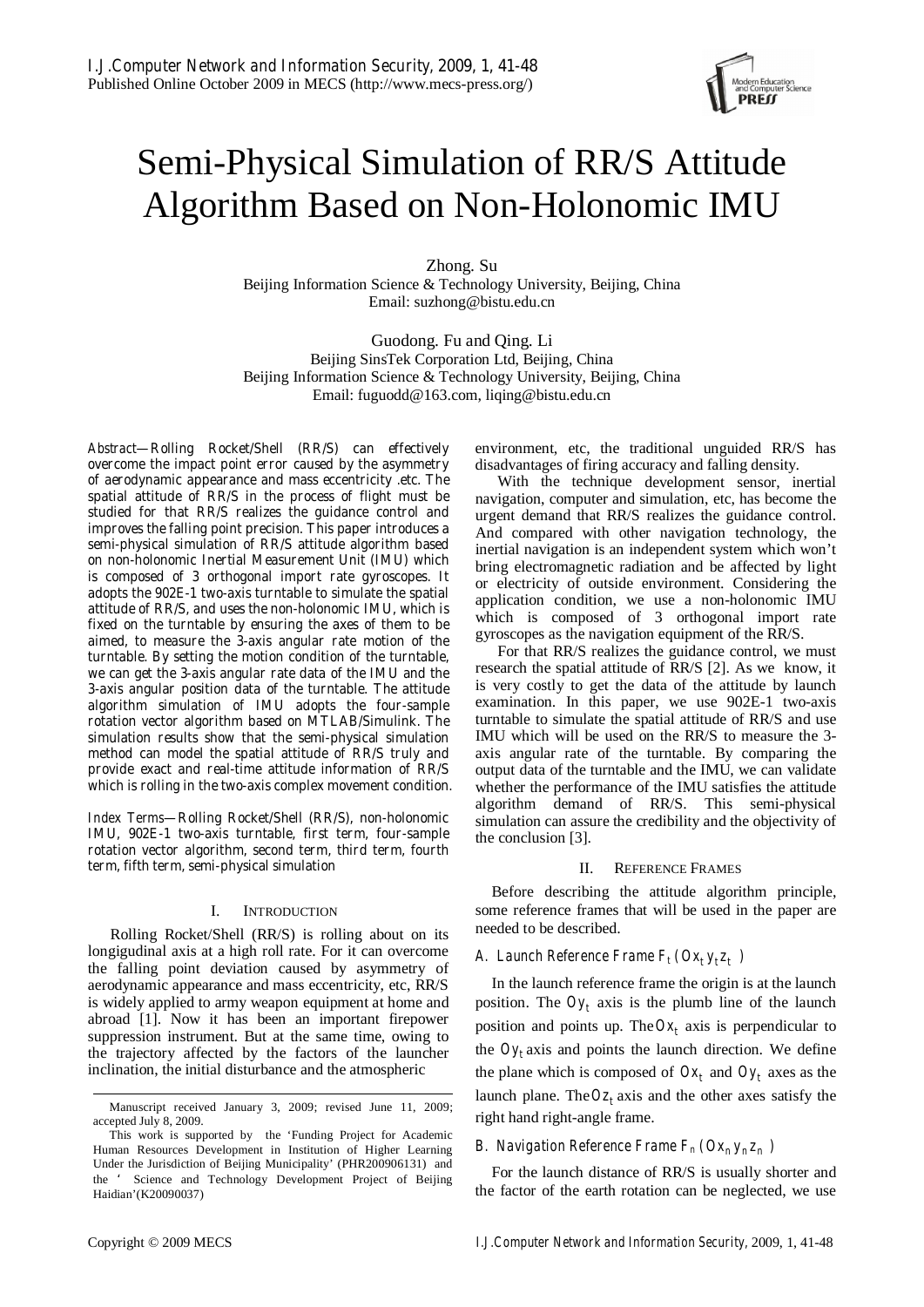# Semi-Physical Simulation of RR/S Attitude Algorithm Based on Non-Holonomic IMU

Zhong. Su
Beijing Information Science & Technology University, Beijing, China
Email: suzhong@bistu.edu.cn

Guodong. Fu and Qing. Li
Beijing SinsTek Corporation Ltd, Beijing, China
Beijing Information Science & Technology University, Beijing, China
Email: fuguodd@163.com, liqing@bistu.edu.cn

*Abstract*—Rolling Rocket/Shell (RR/S) can effectively overcome the impact point error caused by the asymmetry of aerodynamic appearance and mass eccentricity .etc. The spatial attitude of RR/S in the process of flight must be studied for that RR/S realizes the guidance control and improves the falling point precision. This paper introduces a semi-physical simulation of RR/S attitude algorithm based on non-holonomic Inertial Measurement Unit (IMU) which is composed of 3 orthogonal import rate gyroscopes. It adopts the 902E-1 two-axis turntable to simulate the spatial attitude of RR/S, and uses the non-holonomic IMU, which is fixed on the turntable by ensuring the axes of them to be aimed, to measure the 3-axis angular rate motion of the turntable. By setting the motion condition of the turntable, we can get the 3-axis angular rate data of the IMU and the 3-axis angular position data of the turntable. The attitude algorithm simulation of IMU adopts the four-sample rotation vector algorithm based on MTLAB/Simulink. The simulation results show that the semi-physical simulation method can model the spatial attitude of RR/S truly and provide exact and real-time attitude information of RR/S which is rolling in the two-axis complex movement condition.

*Index Terms*—Rolling Rocket/Shell (RR/S), non-holonomic IMU, 902E-1 two-axis turntable, first term, four-sample rotation vector algorithm, second term, third term, fourth term, fifth term, semi-physical simulation

## I. Introduction

Rolling Rocket/Shell (RR/S) is rolling about on its longigudinal axis at a high roll rate. For it can overcome the falling point deviation caused by asymmetry of aerodynamic appearance and mass eccentricity, etc, RR/S is widely applied to army weapon equipment at home and abroad [1]. Now it has been an important firepower suppression instrument. But at the same time, owing to the trajectory affected by the factors of the launcher inclination, the initial disturbance and the atmospheric environment, etc, the traditional unguided RR/S has disadvantages of firing accuracy and falling density.

With the technique development sensor, inertial navigation, computer and simulation, etc, has become the urgent demand that RR/S realizes the guidance control. And compared with other navigation technology, the inertial navigation is an independent system which won't bring electromagnetic radiation and be affected by light or electricity of outside environment. Considering the application condition, we use a non-holonomic IMU which is composed of 3 orthogonal import rate gyroscopes as the navigation equipment of the RR/S.

For that RR/S realizes the guidance control, we must research the spatial attitude of RR/S [2]. As we know, it is very costly to get the data of the attitude by launch examination. In this paper, we use 902E-1 two-axis turntable to simulate the spatial attitude of RR/S and use IMU which will be used on the RR/S to measure the 3-axis angular rate of the turntable. By comparing the output data of the turntable and the IMU, we can validate whether the performance of the IMU satisfies the attitude algorithm demand of RR/S. This semi-physical simulation can assure the credibility and the objectivity of the conclusion [3].

## II. Reference Frames

Before describing the attitude algorithm principle, some reference frames that will be used in the paper are needed to be described.

### A. Launch Reference Frame $F_t$ ($Ox_t y_t z_t$)

In the launch reference frame the origin is at the launch position. The $Oy_t$ axis is the plumb line of the launch position and points up. The $Ox_t$ axis is perpendicular to the $Oy_t$ axis and points the launch direction. We define the plane which is composed of $Ox_t$ and $Oy_t$ axes as the launch plane. The $Oz_t$ axis and the other axes satisfy the right hand right-angle frame.

### B. Navigation Reference Frame $F_n$ ($Ox_n y_n z_n$)

For the launch distance of RR/S is usually shorter and the factor of the earth rotation can be neglected, we use

---

Manuscript received January 3, 2009; revised June 11, 2009; accepted July 8, 2009.

This work is supported by the 'Funding Project for Academic Human Resources Development in Institution of Higher Learning Under the Jurisdiction of Beijing Municipality' (PHR200906131) and the ' Science and Technology Development Project of Beijing Haidian'(K20090037)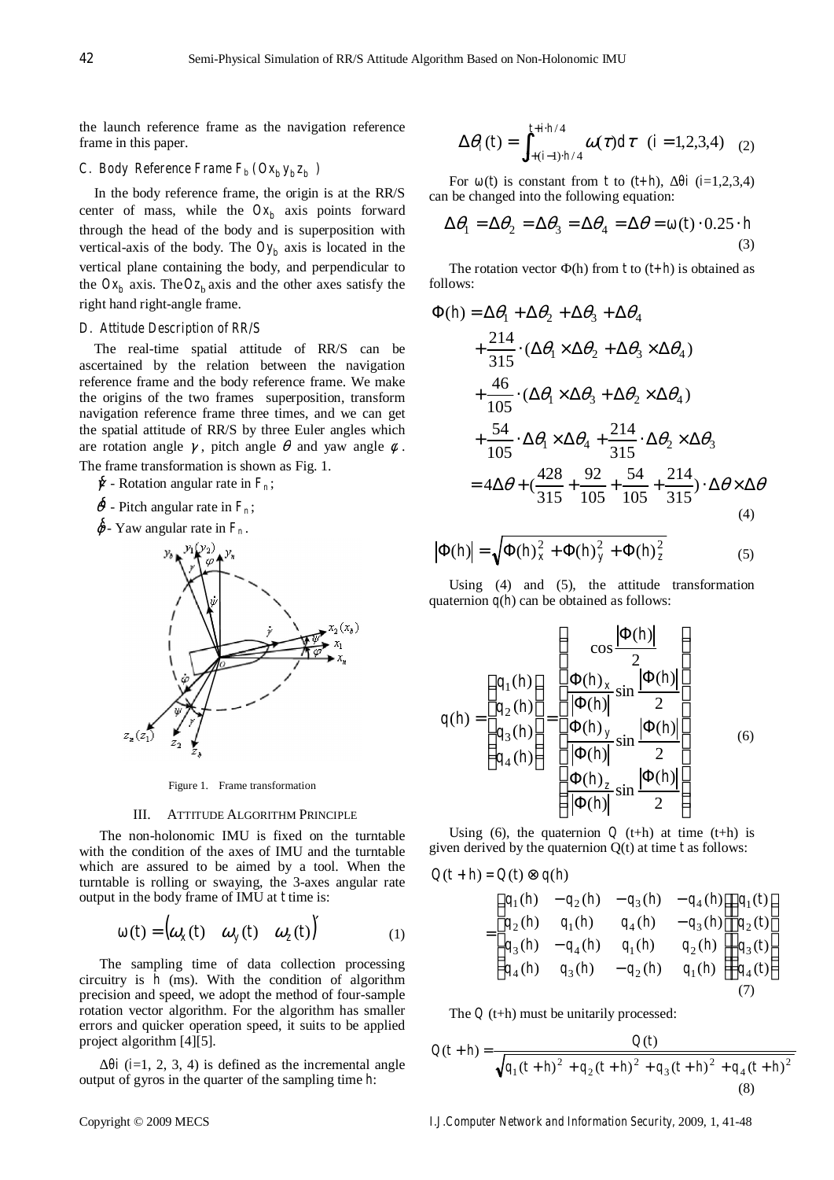the launch reference frame as the navigation reference frame in this paper.

### C. Body Reference Frame $F_b$ ($Ox_b y_b z_b$)

In the body reference frame, the origin is at the RR/S center of mass, while the $Ox_b$ axis points forward through the head of the body and is superposition with vertical-axis of the body. The $Oy_b$ axis is located in the vertical plane containing the body, and perpendicular to the $Ox_b$ axis. The $Oz_b$ axis and the other axes satisfy the right hand right-angle frame.

### D. Attitude Description of RR/S

The real-time spatial attitude of RR/S can be ascertained by the relation between the navigation reference frame and the body reference frame. We make the origins of the two frames superposition, transform navigation reference frame three times, and we can get the spatial attitude of RR/S by three Euler angles which are rotation angle $\gamma$, pitch angle $\theta$ and yaw angle $\phi$. The frame transformation is shown as Fig. 1.

$\dot{\gamma}$ - Rotation angular rate in $F_n$;

$\dot{\theta}$ - Pitch angular rate in $F_n$;

$\dot{\varphi}$ - Yaw angular rate in $F_n$.

Figure 1. Frame transformation

## III. Attitude Algorithm Principle

The non-holonomic IMU is fixed on the turntable with the condition of the axes of IMU and the turntable which are assured to be aimed by a tool. When the turntable is rolling or swaying, the 3-axes angular rate output in the body frame of IMU at $t$ time is:

$$\omega(t) = \begin{pmatrix} \omega_x(t) & \omega_y(t) & \omega_z(t) \end{pmatrix}' \tag{1}$$

The sampling time of data collection processing circuitry is $h$ (ms). With the condition of algorithm precision and speed, we adopt the method of four-sample rotation vector algorithm. For the algorithm has smaller errors and quicker operation speed, it suits to be applied project algorithm [4][5].

$\Delta\theta i$ ($i$=1, 2, 3, 4) is defined as the incremental angle output of gyros in the quarter of the sampling time $h$:

$$\Delta\theta_i(t) = \int_{t+(i-1)\cdot h/4}^{t+i\cdot h/4} \omega(\tau)d\tau \quad (i = 1,2,3,4) \tag{2}$$

For $\omega(t)$ is constant from $t$ to $(t+h)$, $\Delta\theta i$ ($i$=1,2,3,4) can be changed into the following equation:

$$\Delta\theta_1 = \Delta\theta_2 = \Delta\theta_3 = \Delta\theta_4 = \Delta\theta = \omega(t)\cdot 0.25\cdot h \tag{3}$$

The rotation vector $\Phi(h)$ from $t$ to $(t+h)$ is obtained as follows:

$$\begin{aligned}
\Phi(h) &= \Delta\theta_1 + \Delta\theta_2 + \Delta\theta_3 + \Delta\theta_4 \\
&\quad + \frac{214}{315}\cdot(\Delta\theta_1\times\Delta\theta_2 + \Delta\theta_3\times\Delta\theta_4) \\
&\quad + \frac{46}{105}\cdot(\Delta\theta_1\times\Delta\theta_3 + \Delta\theta_2\times\Delta\theta_4) \\
&\quad + \frac{54}{105}\cdot\Delta\theta_1\times\Delta\theta_4 + \frac{214}{315}\cdot\Delta\theta_2\times\Delta\theta_3 \\
&= 4\Delta\theta + \left(\frac{428}{315}+\frac{92}{105}+\frac{54}{105}+\frac{214}{315}\right)\cdot\Delta\theta\times\Delta\theta
\end{aligned} \tag{4}$$

$$\left|\Phi(h)\right| = \sqrt{\Phi(h)_x^2 + \Phi(h)_y^2 + \Phi(h)_z^2} \tag{5}$$

Using (4) and (5), the attitude transformation quaternion $q(h)$ can be obtained as follows:

$$q(h) = \begin{bmatrix} q_1(h) \\ q_2(h) \\ q_3(h) \\ q_4(h) \end{bmatrix} = \begin{bmatrix} \cos\frac{|\Phi(h)|}{2} \\ \frac{\Phi(h)_x}{|\Phi(h)|}\sin\frac{|\Phi(h)|}{2} \\ \frac{\Phi(h)_y}{|\Phi(h)|}\sin\frac{|\Phi(h)|}{2} \\ \frac{\Phi(h)_z}{|\Phi(h)|}\sin\frac{|\Phi(h)|}{2} \end{bmatrix} \tag{6}$$

Using (6), the quaternion $Q$ (t+h) at time (t+h) is given derived by the quaternion Q(t) at time $t$ as follows:

$$\begin{aligned}
Q(t+h) &= Q(t)\otimes q(h) \\
&= \begin{bmatrix} q_1(h) & -q_2(h) & -q_3(h) & -q_4(h) \\ q_2(h) & q_1(h) & q_4(h) & -q_3(h) \\ q_3(h) & -q_4(h) & q_1(h) & q_2(h) \\ q_4(h) & q_3(h) & -q_2(h) & q_1(h) \end{bmatrix} \begin{bmatrix} q_1(t) \\ q_2(t) \\ q_3(t) \\ q_4(t) \end{bmatrix}
\end{aligned} \tag{7}$$

The $Q$ (t+h) must be unitarily processed:

$$Q(t+h) = \frac{Q(t)}{\sqrt{q_1(t+h)^2 + q_2(t+h)^2 + q_3(t+h)^2 + q_4(t+h)^2}} \tag{8}$$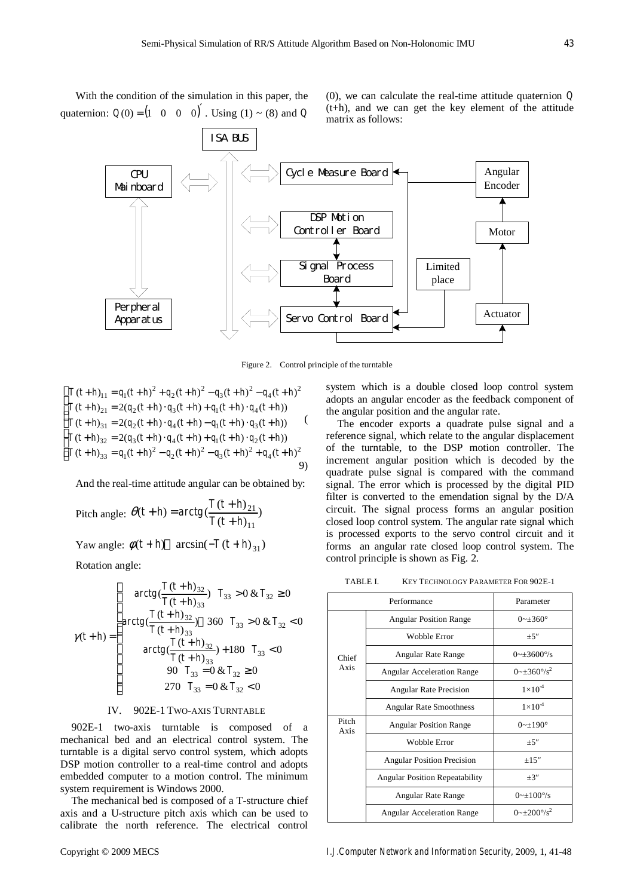With the condition of the simulation in this paper, the quaternion: $Q(0) = \begin{pmatrix} 1 & 0 & 0 & 0 \end{pmatrix}'$. Using (1) ~ (8) and $Q(0)$, we can calculate the real-time attitude quaternion $Q(t+h)$, and we can get the key element of the attitude matrix as follows:

Figure 2. Control principle of the turntable

$$
\begin{cases}
T(t+h)_{11} = q_1(t+h)^2 + q_2(t+h)^2 - q_3(t+h)^2 - q_4(t+h)^2 \\
T(t+h)_{21} = 2(q_2(t+h)\cdot q_3(t+h) + q_1(t+h)\cdot q_4(t+h)) \\
T(t+h)_{31} = 2(q_2(t+h)\cdot q_4(t+h) - q_1(t+h)\cdot q_3(t+h)) \\
T(t+h)_{32} = 2(q_3(t+h)\cdot q_4(t+h) + q_1(t+h)\cdot q_2(t+h)) \\
T(t+h)_{33} = q_1(t+h)^2 - q_2(t+h)^2 - q_3(t+h)^2 + q_4(t+h)^2
\end{cases}
\quad (9)
$$

And the real-time attitude angular can be obtained by:

Pitch angle: $\theta(t+h) = arctg(\frac{T(t+h)_{21}}{T(t+h)_{11}})$

Yaw angle: $\phi(t+h) = \arcsin(-T(t+h)_{31})$

Rotation angle:

$$
\gamma(t+h) = \begin{cases}
arctg(\frac{T(t+h)_{32}}{T(t+h)_{33}}) & T_{33} > 0 \,\&\, T_{32} \geq 0 \\
arctg(\frac{T(t+h)_{32}}{T(t+h)_{33}}) + 360 & T_{33} > 0 \,\&\, T_{32} < 0 \\
arctg(\frac{T(t+h)_{32}}{T(t+h)_{33}}) + 180 & T_{33} < 0 \\
90 & T_{33} = 0 \,\&\, T_{32} \geq 0 \\
270 & T_{33} = 0 \,\&\, T_{32} < 0
\end{cases}
$$

## IV. 902E-1 Two-Axis Turntable

902E-1 two-axis turntable is composed of a mechanical bed and an electrical control system. The turntable is a digital servo control system, which adopts DSP motion controller to a real-time control and adopts embedded computer to a motion control. The minimum system requirement is Windows 2000.

The mechanical bed is composed of a T-structure chief axis and a U-structure pitch axis which can be used to calibrate the north reference. The electrical control system which is a double closed loop control system adopts an angular encoder as the feedback component of the angular position and the angular rate.

The encoder exports a quadrate pulse signal and a reference signal, which relate to the angular displacement of the turntable, to the DSP motion controller. The increment angular position which is decoded by the quadrate pulse signal is compared with the command signal. The error which is processed by the digital PID filter is converted to the emendation signal by the D/A circuit. The signal process forms an angular position closed loop control system. The angular rate signal which is processed exports to the servo control circuit and it forms an angular rate closed loop control system. The control principle is shown as Fig. 2.

TABLE I. Key Technology Parameter For 902E-1

| Performance | | Parameter |
|---|---|---|
| Chief Axis | Angular Position Range | 0~±360° |
| | Wobble Error | ±5″ |
| | Angular Rate Range | 0~±3600°/s |
| | Angular Acceleration Range | 0~±360°/s$^2$ |
| | Angular Rate Precision | $1\times10^{-4}$ |
| | Angular Rate Smoothness | $1\times10^{-4}$ |
| Pitch Axis | Angular Position Range | 0~±190° |
| | Wobble Error | ±5″ |
| | Angular Position Precision | ±15″ |
| | Angular Position Repeatability | ±3″ |
| | Angular Rate Range | 0~±100°/s |
| | Angular Acceleration Range | 0~±200°/s$^2$ |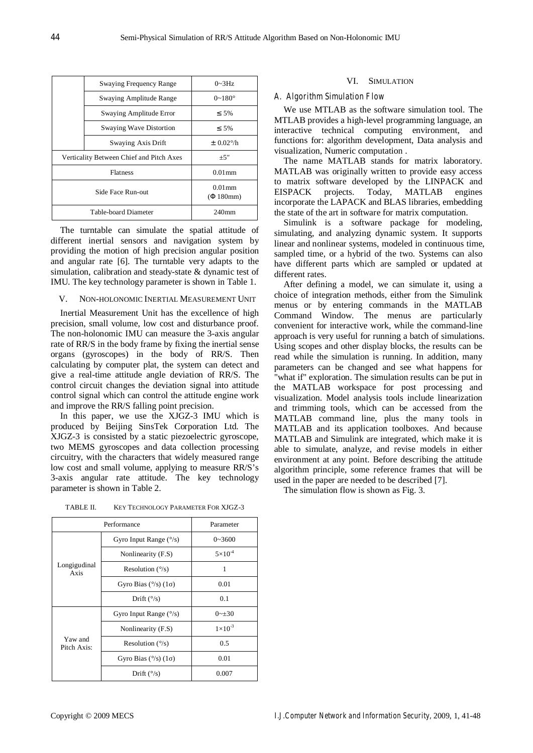| | Swaying Frequency Range | 0~3Hz |
|---|---|---|
| | Swaying Amplitude Range | 0~180° |
| | Swaying Amplitude Error | ≤ 5% |
| | Swaying Wave Distortion | ≤ 5% |
| | Swaying Axis Drift | ± 0.02°/h |
| Verticality Between Chief and Pitch Axes | | ±5″ |
| Flatness | | 0.01mm |
| Side Face Run-out | | 0.01mm (Φ 180mm) |
| Table-board Diameter | | 240mm |

The turntable can simulate the spatial attitude of different inertial sensors and navigation system by providing the motion of high precision angular position and angular rate [6]. The turntable very adapts to the simulation, calibration and steady-state & dynamic test of IMU. The key technology parameter is shown in Table 1.

## V. NON-HOLONOMIC INERTIAL MEASUREMENT UNIT

Inertial Measurement Unit has the excellence of high precision, small volume, low cost and disturbance proof. The non-holonomic IMU can measure the 3-axis angular rate of RR/S in the body frame by fixing the inertial sense organs (gyroscopes) in the body of RR/S. Then calculating by computer plat, the system can detect and give a real-time attitude angle deviation of RR/S. The control circuit changes the deviation signal into attitude control signal which can control the attitude engine work and improve the RR/S falling point precision.

In this paper, we use the XJGZ-3 IMU which is produced by Beijing SinsTek Corporation Ltd. The XJGZ-3 is consisted by a static piezoelectric gyroscope, two MEMS gyroscopes and data collection processing circuitry, with the characters that widely measured range low cost and small volume, applying to measure RR/S's 3-axis angular rate attitude. The key technology parameter is shown in Table 2.

TABLE II. KEY TECHNOLOGY PARAMETER FOR XJGZ-3

| Performance | | Parameter |
|---|---|---|
| Longigudinal Axis | Gyro Input Range (°/s) | 0~3600 |
| | Nonlinearity (F.S) | $5\times10^{-4}$ |
| | Resolution (°/s) | 1 |
| | Gyro Bias (°/s) (1σ) | 0.01 |
| | Drift (°/s) | 0.1 |
| Yaw and Pitch Axis: | Gyro Input Range (°/s) | 0~±30 |
| | Nonlinearity (F.S) | $1\times10^{-3}$ |
| | Resolution (°/s) | 0.5 |
| | Gyro Bias (°/s) (1σ) | 0.01 |
| | Drift (°/s) | 0.007 |

## VI. SIMULATION

### A. Algorithm Simulation Flow

We use MTLAB as the software simulation tool. The MTLAB provides a high-level programming language, an interactive technical computing environment, and functions for: algorithm development, Data analysis and visualization, Numeric computation .

The name MATLAB stands for matrix laboratory. MATLAB was originally written to provide easy access to matrix software developed by the LINPACK and EISPACK projects. Today, MATLAB engines incorporate the LAPACK and BLAS libraries, embedding the state of the art in software for matrix computation.

Simulink is a software package for modeling, simulating, and analyzing dynamic system. It supports linear and nonlinear systems, modeled in continuous time, sampled time, or a hybrid of the two. Systems can also have different parts which are sampled or updated at different rates.

After defining a model, we can simulate it, using a choice of integration methods, either from the Simulink menus or by entering commands in the MATLAB Command Window. The menus are particularly convenient for interactive work, while the command-line approach is very useful for running a batch of simulations. Using scopes and other display blocks, the results can be read while the simulation is running. In addition, many parameters can be changed and see what happens for "what if" exploration. The simulation results can be put in the MATLAB workspace for post processing and visualization. Model analysis tools include linearization and trimming tools, which can be accessed from the MATLAB command line, plus the many tools in MATLAB and its application toolboxes. And because MATLAB and Simulink are integrated, which make it is able to simulate, analyze, and revise models in either environment at any point. Before describing the attitude algorithm principle, some reference frames that will be used in the paper are needed to be described [7].

The simulation flow is shown as Fig. 3.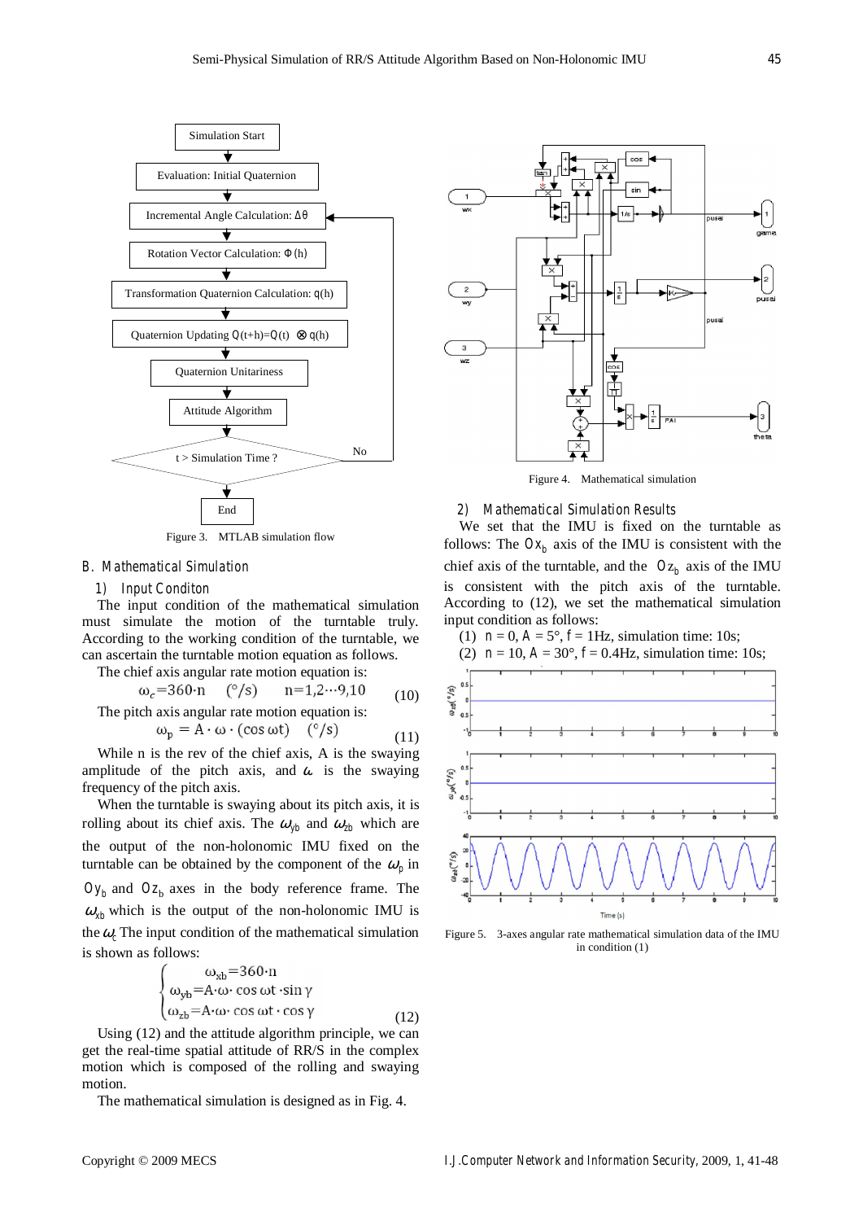Figure 3. MTLAB simulation flow

## B. Mathematical Simulation

### 1) Input Conditon

The input condition of the mathematical simulation must simulate the motion of the turntable truly. According to the working condition of the turntable, we can ascertain the turntable motion equation as follows.

The chief axis angular rate motion equation is:

$$\omega_c = 360 \cdot n \quad (°/s) \quad n = 1, 2 \cdots 9, 10 \tag{10}$$

The pitch axis angular rate motion equation is:

$$\omega_p = A \cdot \omega \cdot (\cos \omega t) \quad (°/s) \tag{11}$$

While n is the rev of the chief axis, A is the swaying amplitude of the pitch axis, and $\omega$ is the swaying frequency of the pitch axis.

When the turntable is swaying about its pitch axis, it is rolling about its chief axis. The $\omega_{yb}$ and $\omega_{zb}$ which are the output of the non-holonomic IMU fixed on the turntable can be obtained by the component of the $\omega_p$ in $Oy_b$ and $Oz_b$ axes in the body reference frame. The $\omega_{xb}$ which is the output of the non-holonomic IMU is the $\omega_c$ The input condition of the mathematical simulation is shown as follows:

$$\begin{cases} \omega_{xb} = 360 \cdot n \\ \omega_{yb} = A \cdot \omega \cdot \cos \omega t \cdot \sin \gamma \\ \omega_{zb} = A \cdot \omega \cdot \cos \omega t \cdot \cos \gamma \end{cases} \tag{12}$$

Using (12) and the attitude algorithm principle, we can get the real-time spatial attitude of RR/S in the complex motion which is composed of the rolling and swaying motion.

The mathematical simulation is designed as in Fig. 4.

Figure 4. Mathematical simulation

### 2) Mathematical Simulation Results

We set that the IMU is fixed on the turntable as follows: The $Ox_b$ axis of the IMU is consistent with the chief axis of the turntable, and the $Oz_b$ axis of the IMU is consistent with the pitch axis of the turntable. According to (12), we set the mathematical simulation input condition as follows:

(1) n = 0, A = 5°, f = 1Hz, simulation time: 10s;

(2) n = 10, A = 30°, f = 0.4Hz, simulation time: 10s;

Figure 5. 3-axes angular rate mathematical simulation data of the IMU in condition (1)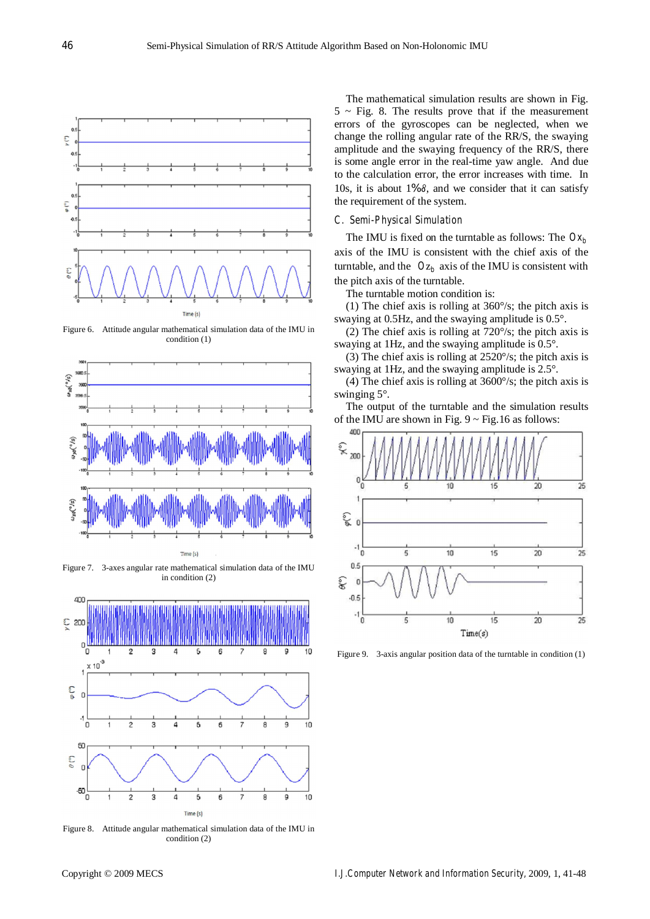Figure 6. Attitude angular mathematical simulation data of the IMU in condition (1)

Figure 7. 3-axes angular rate mathematical simulation data of the IMU in condition (2)

Figure 8. Attitude angular mathematical simulation data of the IMU in condition (2)

The mathematical simulation results are shown in Fig. 5 ~ Fig. 8. The results prove that if the measurement errors of the gyroscopes can be neglected, when we change the rolling angular rate of the RR/S, the swaying amplitude and the swaying frequency of the RR/S, there is some angle error in the real-time yaw angle. And due to the calculation error, the error increases with time. In 10s, it is about 1%δ, and we consider that it can satisfy the requirement of the system.

## C. Semi-Physical Simulation

The IMU is fixed on the turntable as follows: The $Ox_b$ axis of the IMU is consistent with the chief axis of the turntable, and the $Oz_b$ axis of the IMU is consistent with the pitch axis of the turntable.

The turntable motion condition is:

(1) The chief axis is rolling at 360°/s; the pitch axis is swaying at 0.5Hz, and the swaying amplitude is 0.5°.

(2) The chief axis is rolling at 720°/s; the pitch axis is swaying at 1Hz, and the swaying amplitude is 0.5°.

(3) The chief axis is rolling at 2520°/s; the pitch axis is swaying at 1Hz, and the swaying amplitude is 2.5°.

(4) The chief axis is rolling at 3600°/s; the pitch axis is swinging 5°.

The output of the turntable and the simulation results of the IMU are shown in Fig. 9 ~ Fig.16 as follows:

Figure 9. 3-axis angular position data of the turntable in condition (1)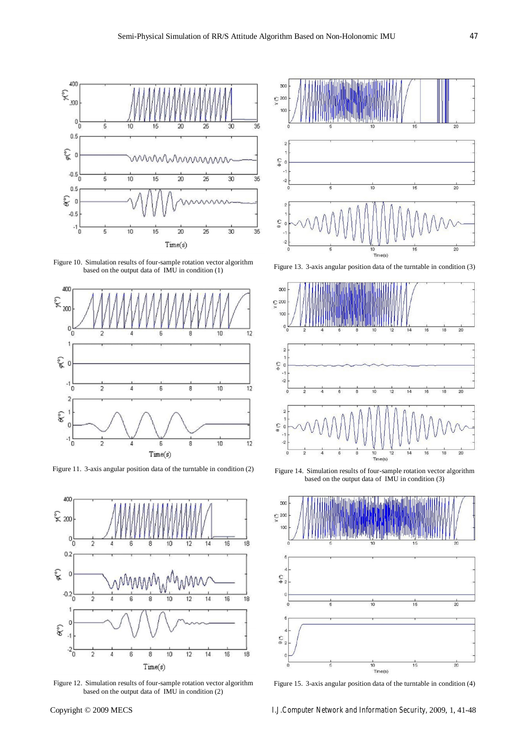Figure 10. Simulation results of four-sample rotation vector algorithm based on the output data of IMU in condition (1)

Figure 11. 3-axis angular position data of the turntable in condition (2)

Figure 12. Simulation results of four-sample rotation vector algorithm based on the output data of IMU in condition (2)

Figure 13. 3-axis angular position data of the turntable in condition (3)

Figure 14. Simulation results of four-sample rotation vector algorithm based on the output data of IMU in condition (3)

Figure 15. 3-axis angular position data of the turntable in condition (4)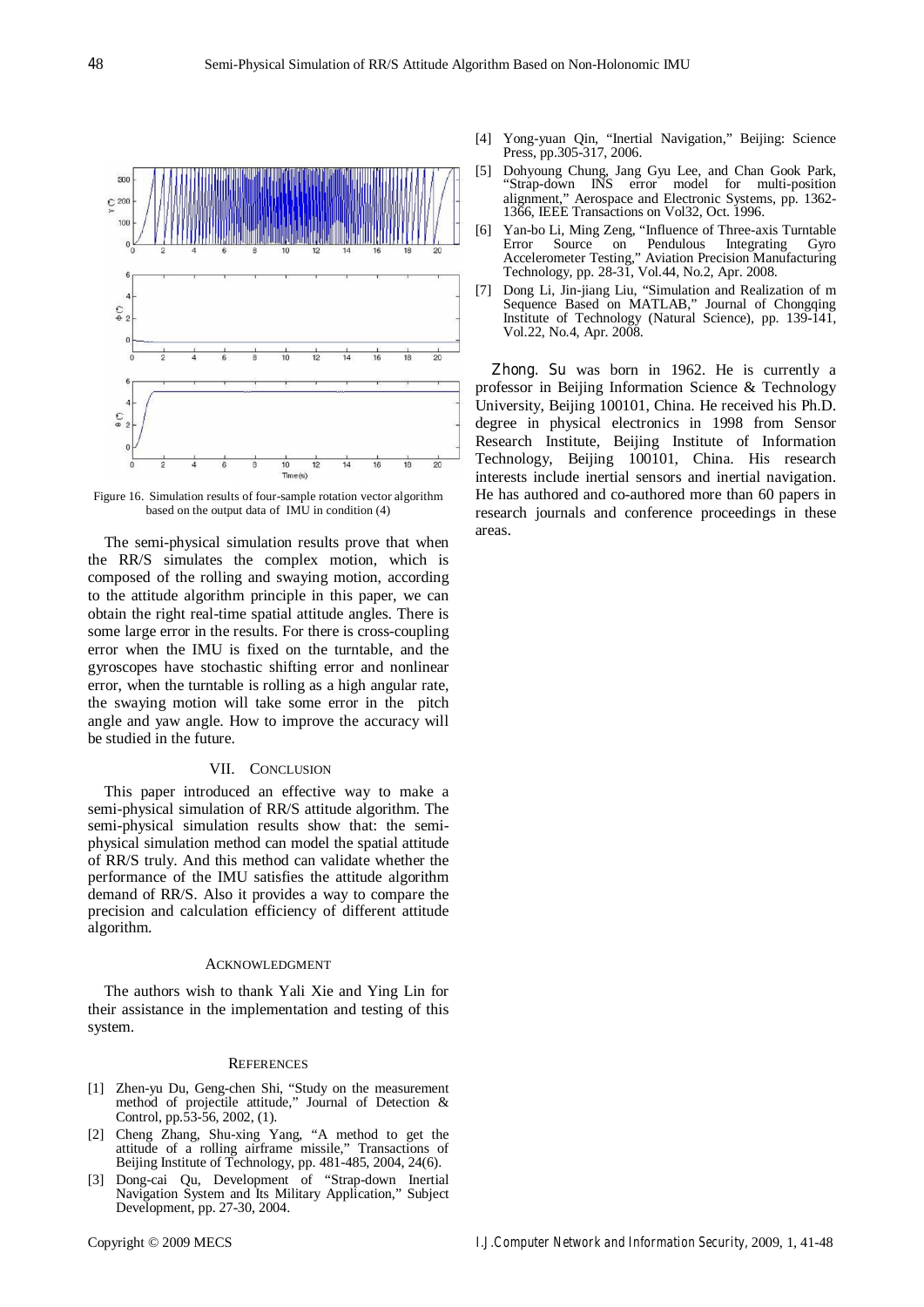300
γ (°) 200
100
0
0 2 4 6 8 10 12 14 16 18 20

6
4
Φ (°) 2
0
0 2 4 6 8 10 12 14 16 18 20

6
4
θ (°) 2
0
0 2 4 6 8 10 12 14 16 18 20
Time(s)

Figure 16. Simulation results of four-sample rotation vector algorithm based on the output data of IMU in condition (4)

The semi-physical simulation results prove that when the RR/S simulates the complex motion, which is composed of the rolling and swaying motion, according to the attitude algorithm principle in this paper, we can obtain the right real-time spatial attitude angles. There is some large error in the results. For there is cross-coupling error when the IMU is fixed on the turntable, and the gyroscopes have stochastic shifting error and nonlinear error, when the turntable is rolling as a high angular rate, the swaying motion will take some error in the pitch angle and yaw angle. How to improve the accuracy will be studied in the future.

## VII. Conclusion

This paper introduced an effective way to make a semi-physical simulation of RR/S attitude algorithm. The semi-physical simulation results show that: the semi-physical simulation method can model the spatial attitude of RR/S truly. And this method can validate whether the performance of the IMU satisfies the attitude algorithm demand of RR/S. Also it provides a way to compare the precision and calculation efficiency of different attitude algorithm.

## Acknowledgment

The authors wish to thank Yali Xie and Ying Lin for their assistance in the implementation and testing of this system.

## References

[1] Zhen-yu Du, Geng-chen Shi, "Study on the measurement method of projectile attitude," Journal of Detection & Control, pp.53-56, 2002, (1).

[2] Cheng Zhang, Shu-xing Yang, "A method to get the attitude of a rolling airframe missile," Transactions of Beijing Institute of Technology, pp. 481-485, 2004, 24(6).

[3] Dong-cai Qu, Development of "Strap-down Inertial Navigation System and Its Military Application," Subject Development, pp. 27-30, 2004.

[4] Yong-yuan Qin, "Inertial Navigation," Beijing: Science Press, pp.305-317, 2006.

[5] Dohyoung Chung, Jang Gyu Lee, and Chan Gook Park, "Strap-down INS error model for multi-position alignment," Aerospace and Electronic Systems, pp. 1362-1366, IEEE Transactions on Vol32, Oct. 1996.

[6] Yan-bo Li, Ming Zeng, "Influence of Three-axis Turntable Error Source on Pendulous Integrating Gyro Accelerometer Testing," Aviation Precision Manufacturing Technology, pp. 28-31, Vol.44, No.2, Apr. 2008.

[7] Dong Li, Jin-jiang Liu, "Simulation and Realization of m Sequence Based on MATLAB," Journal of Chongqing Institute of Technology (Natural Science), pp. 139-141, Vol.22, No.4, Apr. 2008.

**Zhong. Su** was born in 1962. He is currently a professor in Beijing Information Science & Technology University, Beijing 100101, China. He received his Ph.D. degree in physical electronics in 1998 from Sensor Research Institute, Beijing Institute of Information Technology, Beijing 100101, China. His research interests include inertial sensors and inertial navigation. He has authored and co-authored more than 60 papers in research journals and conference proceedings in these areas.